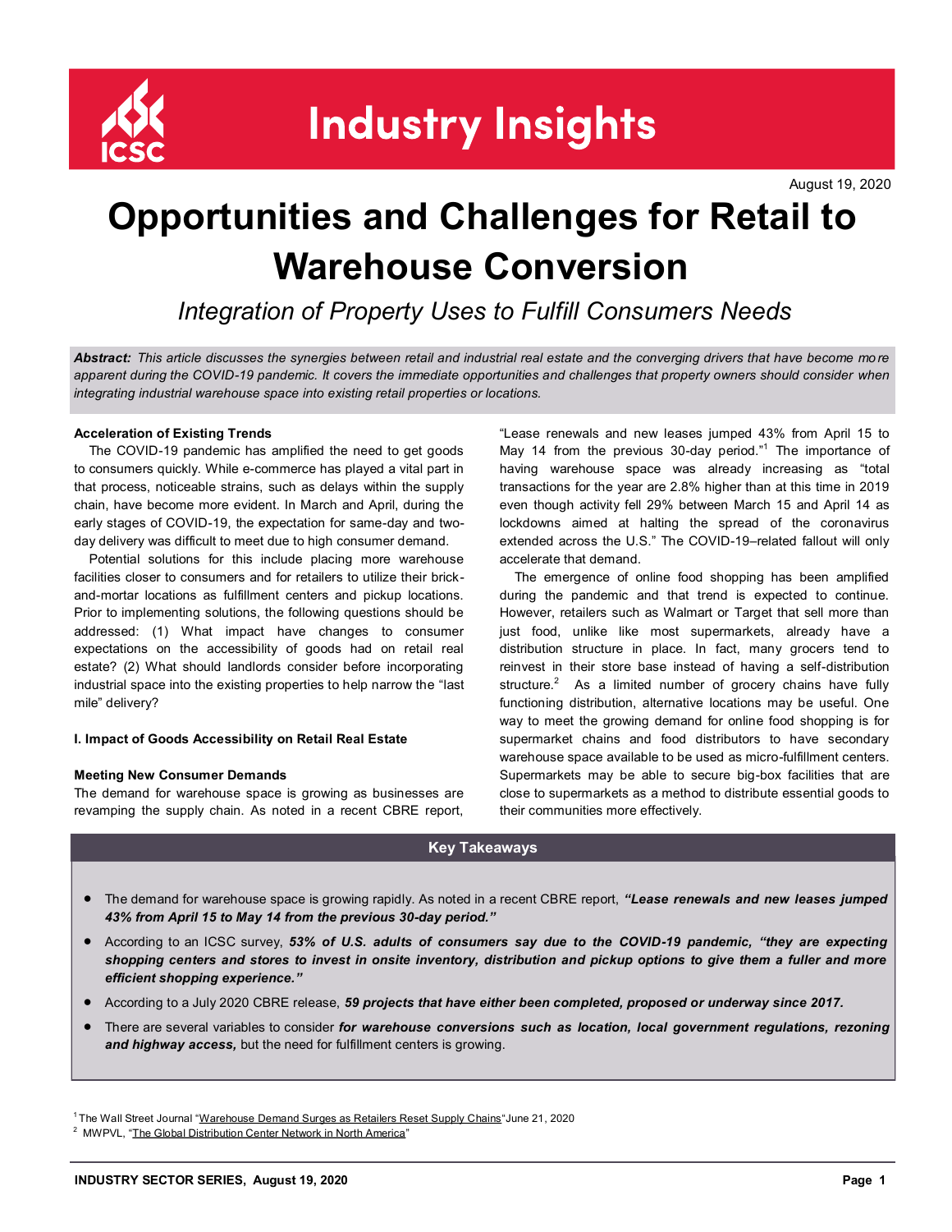# Industry Insights

August 19, 2020

# Opportunities and Challenges for Retail to Warehouse Conversion

*Integration of Property Uses to Fulfill Consumers Needs*

***Abstract:*** *This article discusses the synergies between retail and industrial real estate and the converging drivers that have become more apparent during the COVID-19 pandemic. It covers the immediate opportunities and challenges that property owners should consider when integrating industrial warehouse space into existing retail properties or locations.*

### Acceleration of Existing Trends

The COVID-19 pandemic has amplified the need to get goods to consumers quickly. While e-commerce has played a vital part in that process, noticeable strains, such as delays within the supply chain, have become more evident. In March and April, during the early stages of COVID-19, the expectation for same-day and two-day delivery was difficult to meet due to high consumer demand.

Potential solutions for this include placing more warehouse facilities closer to consumers and for retailers to utilize their brick-and-mortar locations as fulfillment centers and pickup locations. Prior to implementing solutions, the following questions should be addressed: (1) What impact have changes to consumer expectations on the accessibility of goods had on retail real estate? (2) What should landlords consider before incorporating industrial space into the existing properties to help narrow the "last mile" delivery?

## I. Impact of Goods Accessibility on Retail Real Estate

### Meeting New Consumer Demands

The demand for warehouse space is growing as businesses are revamping the supply chain. As noted in a recent CBRE report, "Lease renewals and new leases jumped 43% from April 15 to May 14 from the previous 30-day period."[1] The importance of having warehouse space was already increasing as "total transactions for the year are 2.8% higher than at this time in 2019 even though activity fell 29% between March 15 and April 14 as lockdowns aimed at halting the spread of the coronavirus extended across the U.S." The COVID-19–related fallout will only accelerate that demand.

The emergence of online food shopping has been amplified during the pandemic and that trend is expected to continue. However, retailers such as Walmart or Target that sell more than just food, unlike like most supermarkets, already have a distribution structure in place. In fact, many grocers tend to reinvest in their store base instead of having a self-distribution structure.[2] As a limited number of grocery chains have fully functioning distribution, alternative locations may be useful. One way to meet the growing demand for online food shopping is for supermarket chains and food distributors to have secondary warehouse space available to be used as micro-fulfillment centers. Supermarkets may be able to secure big-box facilities that are close to supermarkets as a method to distribute essential goods to their communities more effectively.

### Key Takeaways

- The demand for warehouse space is growing rapidly. As noted in a recent CBRE report, ***"Lease renewals and new leases jumped 43% from April 15 to May 14 from the previous 30-day period."***
- According to an ICSC survey, ***53% of U.S. adults of consumers say due to the COVID-19 pandemic, "they are expecting shopping centers and stores to invest in onsite inventory, distribution and pickup options to give them a fuller and more efficient shopping experience."***
- According to a July 2020 CBRE release, ***59 projects that have either been completed, proposed or underway since 2017.***
- There are several variables to consider ***for warehouse conversions such as location, local government regulations, rezoning and highway access,*** but the need for fulfillment centers is growing.

[1] The Wall Street Journal "Warehouse Demand Surges as Retailers Reset Supply Chains" June 21, 2020
[2] MWPVL, "The Global Distribution Center Network in North America"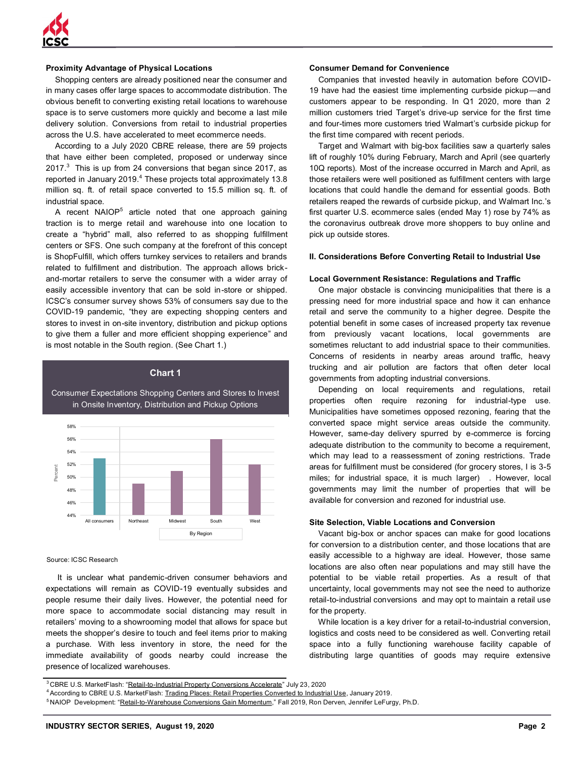### Proximity Advantage of Physical Locations

Shopping centers are already positioned near the consumer and in many cases offer large spaces to accommodate distribution. The obvious benefit to converting existing retail locations to warehouse space is to serve customers more quickly and become a last mile delivery solution. Conversions from retail to industrial properties across the U.S. have accelerated to meet ecommerce needs.

According to a July 2020 CBRE release, there are 59 projects that have either been completed, proposed or underway since 2017.[3] This is up from 24 conversions that began since 2017, as reported in January 2019.[4] These projects total approximately 13.8 million sq. ft. of retail space converted to 15.5 million sq. ft. of industrial space.

A recent NAIOP[5] article noted that one approach gaining traction is to merge retail and warehouse into one location to create a "hybrid" mall, also referred to as shopping fulfillment centers or SFS. One such company at the forefront of this concept is ShopFulfill, which offers turnkey services to retailers and brands related to fulfillment and distribution. The approach allows brick-and-mortar retailers to serve the consumer with a wider array of easily accessible inventory that can be sold in-store or shipped. ICSC's consumer survey shows 53% of consumers say due to the COVID-19 pandemic, "they are expecting shopping centers and stores to invest in on-site inventory, distribution and pickup options to give them a fuller and more efficient shopping experience" and is most notable in the South region. (See Chart 1.)

**Chart 1**

Consumer Expectations Shopping Centers and Stores to Invest in Onsite Inventory, Distribution and Pickup Options

| | Percent |
|---|---|
| All consumers | 53% |
| Northeast | 49% |
| Midwest | 51% |
| South | 56% |
| West | 52% |

Source: ICSC Research

It is unclear what pandemic-driven consumer behaviors and expectations will remain as COVID-19 eventually subsides and people resume their daily lives. However, the potential need for more space to accommodate social distancing may result in retailers' moving to a showrooming model that allows for space but meets the shopper's desire to touch and feel items prior to making a purchase. With less inventory in store, the need for the immediate availability of goods nearby could increase the presence of localized warehouses.

### Consumer Demand for Convenience

Companies that invested heavily in automation before COVID-19 have had the easiest time implementing curbside pickup—and customers appear to be responding. In Q1 2020, more than 2 million customers tried Target's drive-up service for the first time and four-times more customers tried Walmart's curbside pickup for the first time compared with recent periods.

Target and Walmart with big-box facilities saw a quarterly sales lift of roughly 10% during February, March and April (see quarterly 10Q reports). Most of the increase occurred in March and April, as those retailers were well positioned as fulfillment centers with large locations that could handle the demand for essential goods. Both retailers reaped the rewards of curbside pickup, and Walmart Inc.'s first quarter U.S. ecommerce sales (ended May 1) rose by 74% as the coronavirus outbreak drove more shoppers to buy online and pick up outside stores.

## II. Considerations Before Converting Retail to Industrial Use

### Local Government Resistance: Regulations and Traffic

One major obstacle is convincing municipalities that there is a pressing need for more industrial space and how it can enhance retail and serve the community to a higher degree. Despite the potential benefit in some cases of increased property tax revenue from previously vacant locations, local governments are sometimes reluctant to add industrial space to their communities. Concerns of residents in nearby areas around traffic, heavy trucking and air pollution are factors that often deter local governments from adopting industrial conversions.

Depending on local requirements and regulations, retail properties often require rezoning for industrial-type use. Municipalities have sometimes opposed rezoning, fearing that the converted space might service areas outside the community. However, same-day delivery spurred by e-commerce is forcing adequate distribution to the community to become a requirement, which may lead to a reassessment of zoning restrictions. Trade areas for fulfillment must be considered (for grocery stores, I is 3-5 miles; for industrial space, it is much larger) . However, local governments may limit the number of properties that will be available for conversion and rezoned for industrial use.

### Site Selection, Viable Locations and Conversion

Vacant big-box or anchor spaces can make for good locations for conversion to a distribution center, and those locations that are easily accessible to a highway are ideal. However, those same locations are also often near populations and may still have the potential to be viable retail properties. As a result of that uncertainty, local governments may not see the need to authorize retail-to-industrial conversions and may opt to maintain a retail use for the property.

While location is a key driver for a retail-to-industrial conversion, logistics and costs need to be considered as well. Converting retail space into a fully functioning warehouse facility capable of distributing large quantities of goods may require extensive

---

[3] CBRE U.S. MarketFlash: "Retail-to-Industrial Property Conversions Accelerate" July 23, 2020

[4] According to CBRE U.S. MarketFlash: Trading Places: Retail Properties Converted to Industrial Use, January 2019.

[5] NAIOP Development: "Retail-to-Warehouse Conversions Gain Momentum," Fall 2019, Ron Derven, Jennifer LeFurgy, Ph.D.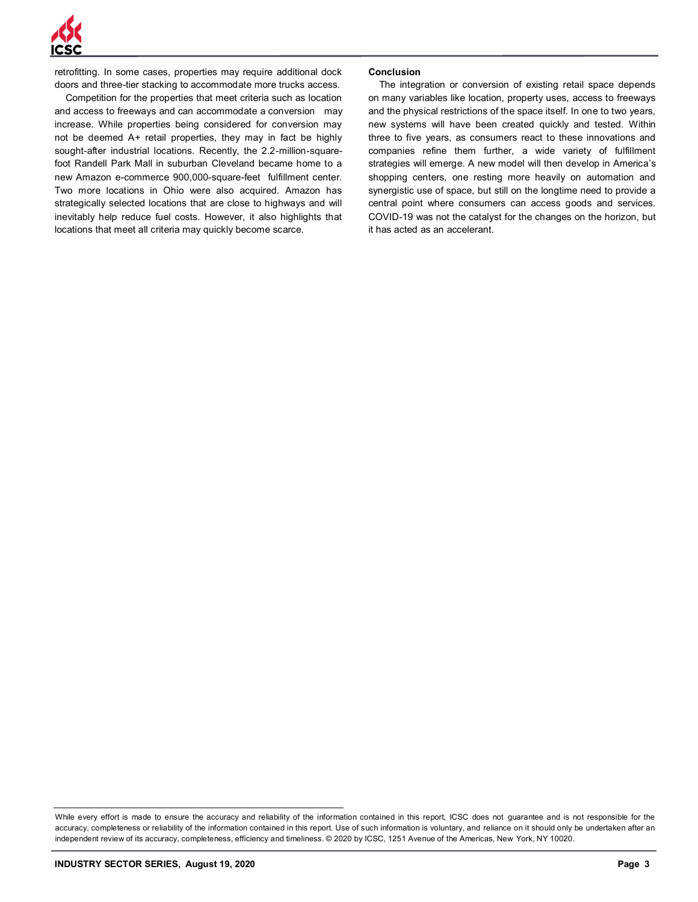retrofitting. In some cases, properties may require additional dock doors and three-tier stacking to accommodate more trucks access.

Competition for the properties that meet criteria such as location and access to freeways and can accommodate a conversion may increase. While properties being considered for conversion may not be deemed A+ retail properties, they may in fact be highly sought-after industrial locations. Recently, the 2.2-million-square-foot Randell Park Mall in suburban Cleveland became home to a new Amazon e-commerce 900,000-square-feet fulfillment center. Two more locations in Ohio were also acquired. Amazon has strategically selected locations that are close to highways and will inevitably help reduce fuel costs. However, it also highlights that locations that meet all criteria may quickly become scarce.

**Conclusion**

The integration or conversion of existing retail space depends on many variables like location, property uses, access to freeways and the physical restrictions of the space itself. In one to two years, new systems will have been created quickly and tested. Within three to five years, as consumers react to these innovations and companies refine them further, a wide variety of fulfillment strategies will emerge. A new model will then develop in America's shopping centers, one resting more heavily on automation and synergistic use of space, but still on the longtime need to provide a central point where consumers can access goods and services. COVID-19 was not the catalyst for the changes on the horizon, but it has acted as an accelerant.

While every effort is made to ensure the accuracy and reliability of the information contained in this report, ICSC does not guarantee and is not responsible for the accuracy, completeness or reliability of the information contained in this report. Use of such information is voluntary, and reliance on it should only be undertaken after an independent review of its accuracy, completeness, efficiency and timeliness. © 2020 by ICSC, 1251 Avenue of the Americas, New York, NY 10020.